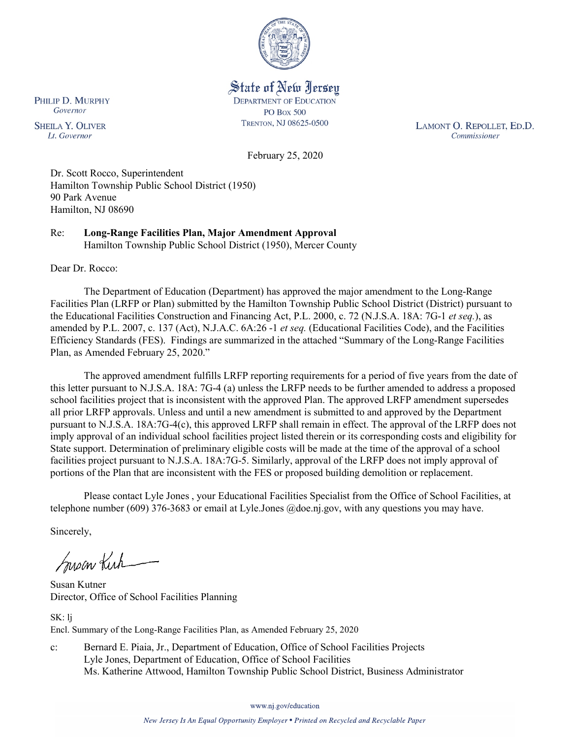State of New Jersey
DEPARTMENT OF EDUCATION
PO BOX 500
TRENTON, NJ 08625-0500

PHILIP D. MURPHY
*Governor*

SHEILA Y. OLIVER
*Lt. Governor*

LAMONT O. REPOLLET, ED.D.
*Commissioner*

February 25, 2020

Dr. Scott Rocco, Superintendent
Hamilton Township Public School District (1950)
90 Park Avenue
Hamilton, NJ 08690

Re: **Long-Range Facilities Plan, Major Amendment Approval**
Hamilton Township Public School District (1950), Mercer County

Dear Dr. Rocco:

The Department of Education (Department) has approved the major amendment to the Long-Range Facilities Plan (LRFP or Plan) submitted by the Hamilton Township Public School District (District) pursuant to the Educational Facilities Construction and Financing Act, P.L. 2000, c. 72 (N.J.S.A. 18A: 7G-1 *et seq.*), as amended by P.L. 2007, c. 137 (Act), N.J.A.C. 6A:26 -1 *et seq.* (Educational Facilities Code), and the Facilities Efficiency Standards (FES). Findings are summarized in the attached "Summary of the Long-Range Facilities Plan, as Amended February 25, 2020."

The approved amendment fulfills LRFP reporting requirements for a period of five years from the date of this letter pursuant to N.J.S.A. 18A: 7G-4 (a) unless the LRFP needs to be further amended to address a proposed school facilities project that is inconsistent with the approved Plan. The approved LRFP amendment supersedes all prior LRFP approvals. Unless and until a new amendment is submitted to and approved by the Department pursuant to N.J.S.A. 18A:7G-4(c), this approved LRFP shall remain in effect. The approval of the LRFP does not imply approval of an individual school facilities project listed therein or its corresponding costs and eligibility for State support. Determination of preliminary eligible costs will be made at the time of the approval of a school facilities project pursuant to N.J.S.A. 18A:7G-5. Similarly, approval of the LRFP does not imply approval of portions of the Plan that are inconsistent with the FES or proposed building demolition or replacement.

Please contact Lyle Jones , your Educational Facilities Specialist from the Office of School Facilities, at telephone number (609) 376-3683 or email at Lyle.Jones @doe.nj.gov, with any questions you may have.

Sincerely,

Susan Kutner
Director, Office of School Facilities Planning

SK: lj
Encl. Summary of the Long-Range Facilities Plan, as Amended February 25, 2020

c: Bernard E. Piaia, Jr., Department of Education, Office of School Facilities Projects
Lyle Jones, Department of Education, Office of School Facilities
Ms. Katherine Attwood, Hamilton Township Public School District, Business Administrator

www.nj.gov/education

*New Jersey Is An Equal Opportunity Employer • Printed on Recycled and Recyclable Paper*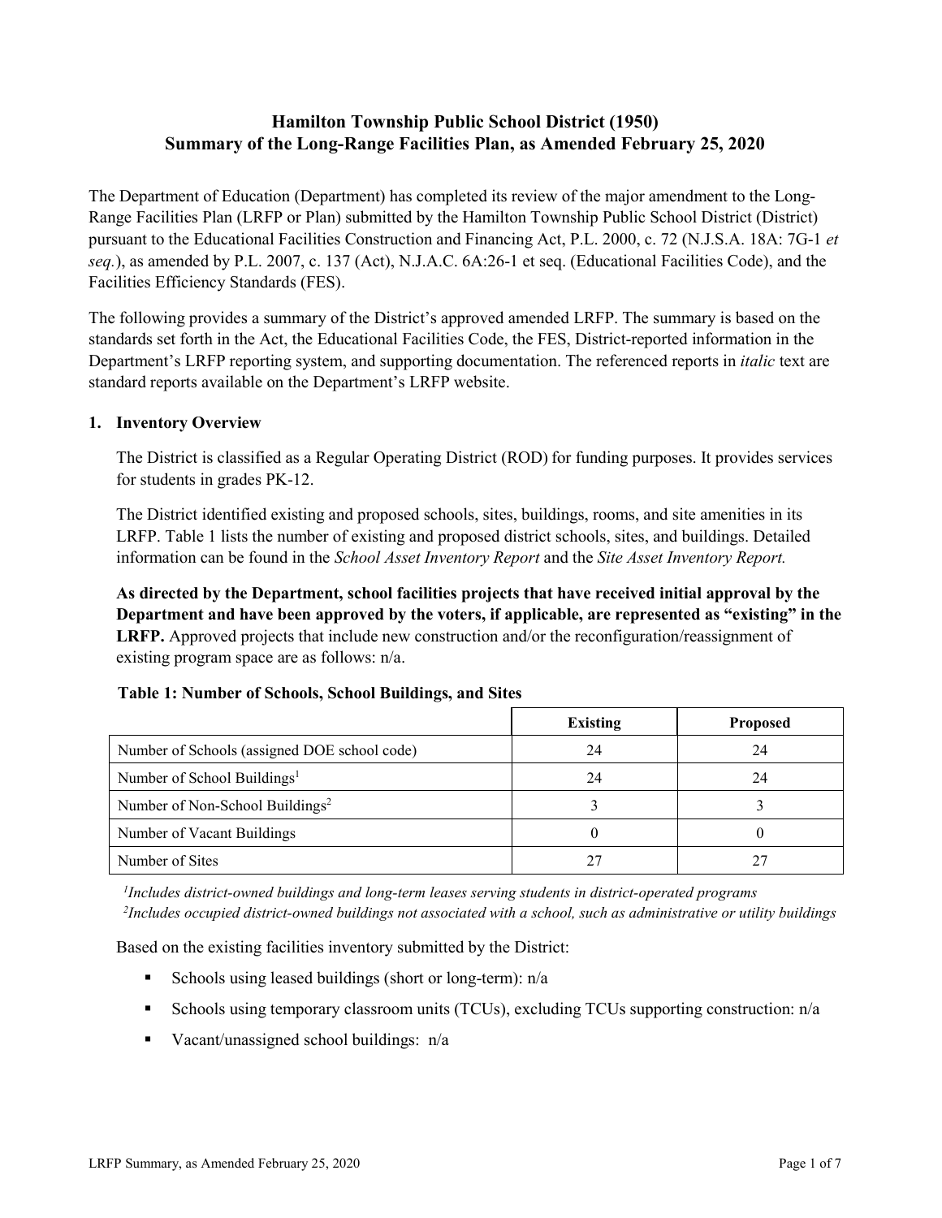# Hamilton Township Public School District (1950)
# Summary of the Long-Range Facilities Plan, as Amended February 25, 2020

The Department of Education (Department) has completed its review of the major amendment to the Long-Range Facilities Plan (LRFP or Plan) submitted by the Hamilton Township Public School District (District) pursuant to the Educational Facilities Construction and Financing Act, P.L. 2000, c. 72 (N.J.S.A. 18A: 7G-1 *et seq.*), as amended by P.L. 2007, c. 137 (Act), N.J.A.C. 6A:26-1 et seq. (Educational Facilities Code), and the Facilities Efficiency Standards (FES).

The following provides a summary of the District's approved amended LRFP. The summary is based on the standards set forth in the Act, the Educational Facilities Code, the FES, District-reported information in the Department's LRFP reporting system, and supporting documentation. The referenced reports in *italic* text are standard reports available on the Department's LRFP website.

## 1. Inventory Overview

The District is classified as a Regular Operating District (ROD) for funding purposes. It provides services for students in grades PK-12.

The District identified existing and proposed schools, sites, buildings, rooms, and site amenities in its LRFP. Table 1 lists the number of existing and proposed district schools, sites, and buildings. Detailed information can be found in the *School Asset Inventory Report* and the *Site Asset Inventory Report.*

**As directed by the Department, school facilities projects that have received initial approval by the Department and have been approved by the voters, if applicable, are represented as "existing" in the LRFP.** Approved projects that include new construction and/or the reconfiguration/reassignment of existing program space are as follows: n/a.

**Table 1: Number of Schools, School Buildings, and Sites**

| | Existing | Proposed |
|---|---|---|
| Number of Schools (assigned DOE school code) | 24 | 24 |
| Number of School Buildings[1] | 24 | 24 |
| Number of Non-School Buildings[2] | 3 | 3 |
| Number of Vacant Buildings | 0 | 0 |
| Number of Sites | 27 | 27 |

*[1]Includes district-owned buildings and long-term leases serving students in district-operated programs*
*[2]Includes occupied district-owned buildings not associated with a school, such as administrative or utility buildings*

Based on the existing facilities inventory submitted by the District:

- Schools using leased buildings (short or long-term): n/a
- Schools using temporary classroom units (TCUs), excluding TCUs supporting construction: n/a
- Vacant/unassigned school buildings: n/a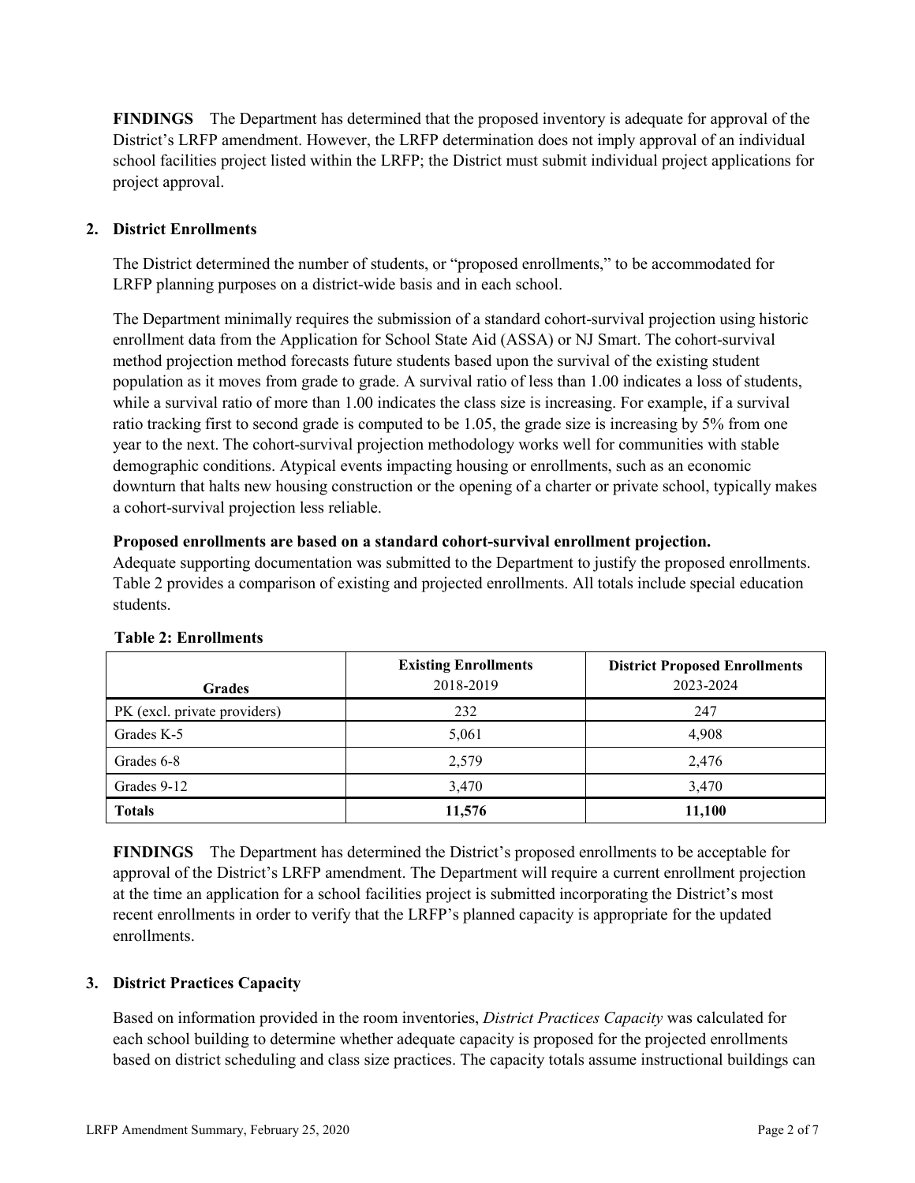**FINDINGS** The Department has determined that the proposed inventory is adequate for approval of the District's LRFP amendment. However, the LRFP determination does not imply approval of an individual school facilities project listed within the LRFP; the District must submit individual project applications for project approval.

## 2. District Enrollments

The District determined the number of students, or "proposed enrollments," to be accommodated for LRFP planning purposes on a district-wide basis and in each school.

The Department minimally requires the submission of a standard cohort-survival projection using historic enrollment data from the Application for School State Aid (ASSA) or NJ Smart. The cohort-survival method projection method forecasts future students based upon the survival of the existing student population as it moves from grade to grade. A survival ratio of less than 1.00 indicates a loss of students, while a survival ratio of more than 1.00 indicates the class size is increasing. For example, if a survival ratio tracking first to second grade is computed to be 1.05, the grade size is increasing by 5% from one year to the next. The cohort-survival projection methodology works well for communities with stable demographic conditions. Atypical events impacting housing or enrollments, such as an economic downturn that halts new housing construction or the opening of a charter or private school, typically makes a cohort-survival projection less reliable.

**Proposed enrollments are based on a standard cohort-survival enrollment projection.**
Adequate supporting documentation was submitted to the Department to justify the proposed enrollments. Table 2 provides a comparison of existing and projected enrollments. All totals include special education students.

**Table 2: Enrollments**

| Grades | Existing Enrollments 2018-2019 | District Proposed Enrollments 2023-2024 |
|---|---|---|
| PK (excl. private providers) | 232 | 247 |
| Grades K-5 | 5,061 | 4,908 |
| Grades 6-8 | 2,579 | 2,476 |
| Grades 9-12 | 3,470 | 3,470 |
| **Totals** | **11,576** | **11,100** |

**FINDINGS** The Department has determined the District's proposed enrollments to be acceptable for approval of the District's LRFP amendment. The Department will require a current enrollment projection at the time an application for a school facilities project is submitted incorporating the District's most recent enrollments in order to verify that the LRFP's planned capacity is appropriate for the updated enrollments.

## 3. District Practices Capacity

Based on information provided in the room inventories, *District Practices Capacity* was calculated for each school building to determine whether adequate capacity is proposed for the projected enrollments based on district scheduling and class size practices. The capacity totals assume instructional buildings can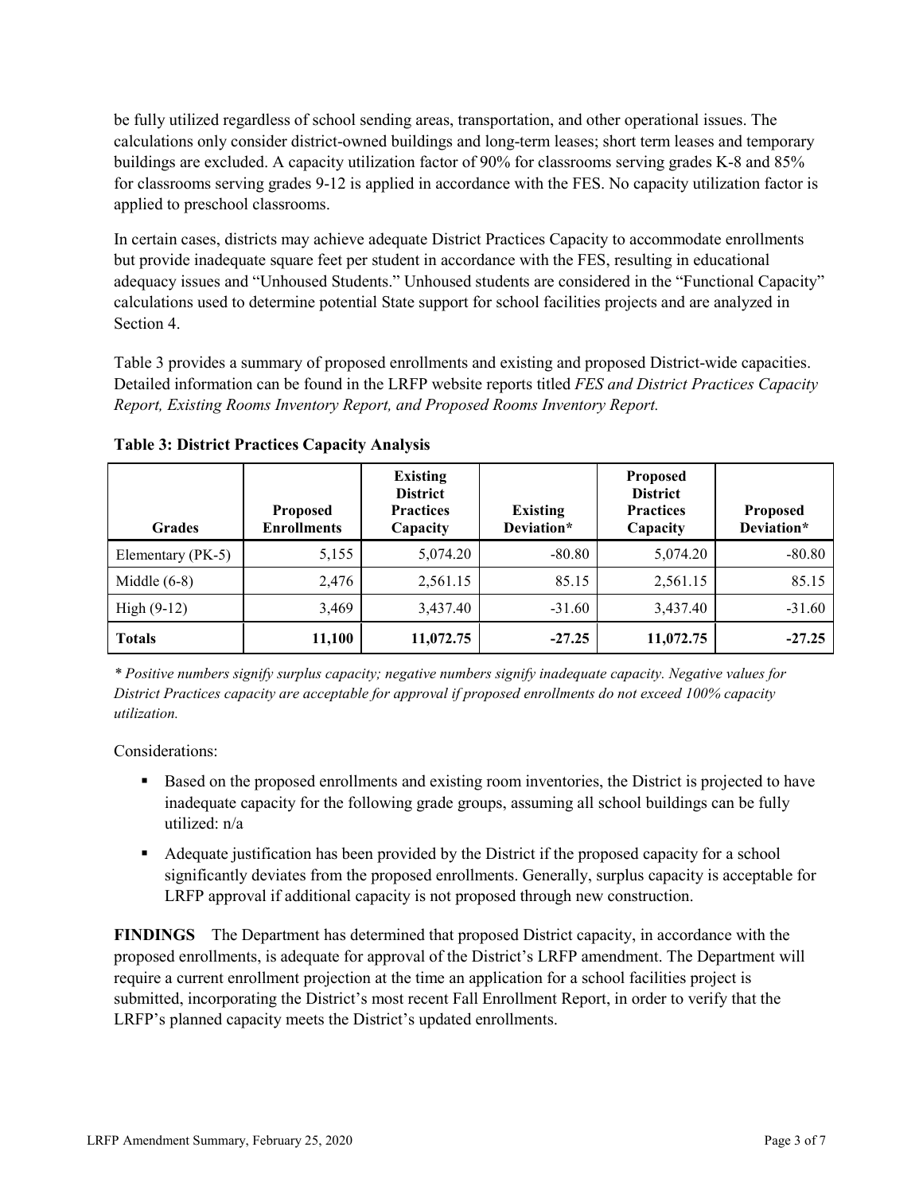be fully utilized regardless of school sending areas, transportation, and other operational issues. The calculations only consider district-owned buildings and long-term leases; short term leases and temporary buildings are excluded. A capacity utilization factor of 90% for classrooms serving grades K-8 and 85% for classrooms serving grades 9-12 is applied in accordance with the FES. No capacity utilization factor is applied to preschool classrooms.

In certain cases, districts may achieve adequate District Practices Capacity to accommodate enrollments but provide inadequate square feet per student in accordance with the FES, resulting in educational adequacy issues and "Unhoused Students." Unhoused students are considered in the "Functional Capacity" calculations used to determine potential State support for school facilities projects and are analyzed in Section 4.

Table 3 provides a summary of proposed enrollments and existing and proposed District-wide capacities. Detailed information can be found in the LRFP website reports titled *FES and District Practices Capacity Report, Existing Rooms Inventory Report, and Proposed Rooms Inventory Report.*

**Table 3: District Practices Capacity Analysis**

| Grades | Proposed Enrollments | Existing District Practices Capacity | Existing Deviation* | Proposed District Practices Capacity | Proposed Deviation* |
|---|---|---|---|---|---|
| Elementary (PK-5) | 5,155 | 5,074.20 | -80.80 | 5,074.20 | -80.80 |
| Middle (6-8) | 2,476 | 2,561.15 | 85.15 | 2,561.15 | 85.15 |
| High (9-12) | 3,469 | 3,437.40 | -31.60 | 3,437.40 | -31.60 |
| **Totals** | **11,100** | **11,072.75** | **-27.25** | **11,072.75** | **-27.25** |

*\* Positive numbers signify surplus capacity; negative numbers signify inadequate capacity. Negative values for District Practices capacity are acceptable for approval if proposed enrollments do not exceed 100% capacity utilization.*

Considerations:

- Based on the proposed enrollments and existing room inventories, the District is projected to have inadequate capacity for the following grade groups, assuming all school buildings can be fully utilized: n/a
- Adequate justification has been provided by the District if the proposed capacity for a school significantly deviates from the proposed enrollments. Generally, surplus capacity is acceptable for LRFP approval if additional capacity is not proposed through new construction.

**FINDINGS** The Department has determined that proposed District capacity, in accordance with the proposed enrollments, is adequate for approval of the District's LRFP amendment. The Department will require a current enrollment projection at the time an application for a school facilities project is submitted, incorporating the District's most recent Fall Enrollment Report, in order to verify that the LRFP's planned capacity meets the District's updated enrollments.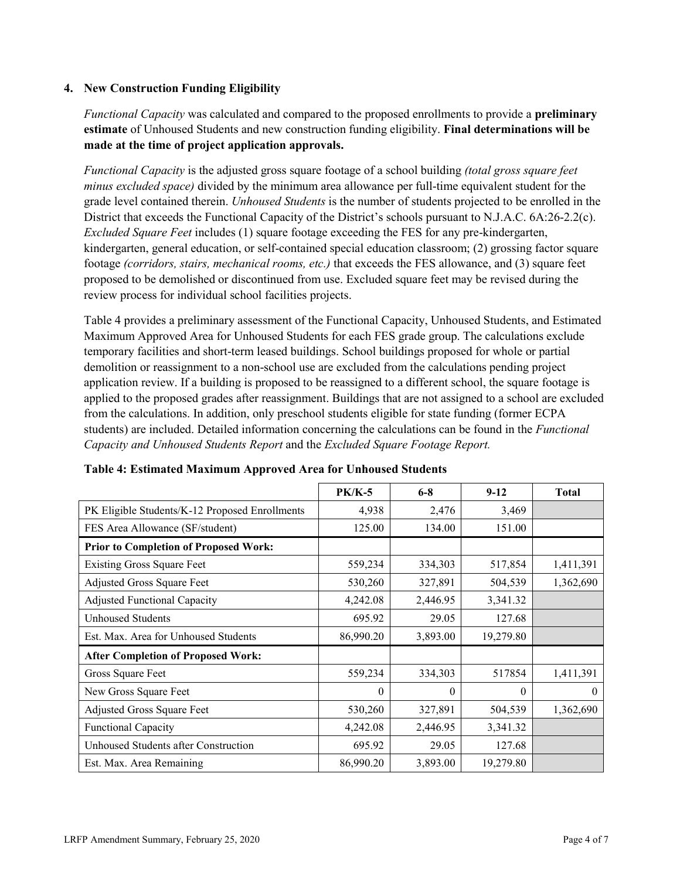## 4. New Construction Funding Eligibility

*Functional Capacity* was calculated and compared to the proposed enrollments to provide a **preliminary estimate** of Unhoused Students and new construction funding eligibility. **Final determinations will be made at the time of project application approvals.**

*Functional Capacity* is the adjusted gross square footage of a school building *(total gross square feet minus excluded space)* divided by the minimum area allowance per full-time equivalent student for the grade level contained therein. *Unhoused Students* is the number of students projected to be enrolled in the District that exceeds the Functional Capacity of the District's schools pursuant to N.J.A.C. 6A:26-2.2(c). *Excluded Square Feet* includes (1) square footage exceeding the FES for any pre-kindergarten, kindergarten, general education, or self-contained special education classroom; (2) grossing factor square footage *(corridors, stairs, mechanical rooms, etc.)* that exceeds the FES allowance, and (3) square feet proposed to be demolished or discontinued from use. Excluded square feet may be revised during the review process for individual school facilities projects.

Table 4 provides a preliminary assessment of the Functional Capacity, Unhoused Students, and Estimated Maximum Approved Area for Unhoused Students for each FES grade group. The calculations exclude temporary facilities and short-term leased buildings. School buildings proposed for whole or partial demolition or reassignment to a non-school use are excluded from the calculations pending project application review. If a building is proposed to be reassigned to a different school, the square footage is applied to the proposed grades after reassignment. Buildings that are not assigned to a school are excluded from the calculations. In addition, only preschool students eligible for state funding (former ECPA students) are included. Detailed information concerning the calculations can be found in the *Functional Capacity and Unhoused Students Report* and the *Excluded Square Footage Report.*

**Table 4: Estimated Maximum Approved Area for Unhoused Students**

| | PK/K-5 | 6-8 | 9-12 | Total |
|---|---|---|---|---|
| PK Eligible Students/K-12 Proposed Enrollments | 4,938 | 2,476 | 3,469 | |
| FES Area Allowance (SF/student) | 125.00 | 134.00 | 151.00 | |
| **Prior to Completion of Proposed Work:** | | | | |
| Existing Gross Square Feet | 559,234 | 334,303 | 517,854 | 1,411,391 |
| Adjusted Gross Square Feet | 530,260 | 327,891 | 504,539 | 1,362,690 |
| Adjusted Functional Capacity | 4,242.08 | 2,446.95 | 3,341.32 | |
| Unhoused Students | 695.92 | 29.05 | 127.68 | |
| Est. Max. Area for Unhoused Students | 86,990.20 | 3,893.00 | 19,279.80 | |
| **After Completion of Proposed Work:** | | | | |
| Gross Square Feet | 559,234 | 334,303 | 517854 | 1,411,391 |
| New Gross Square Feet | 0 | 0 | 0 | 0 |
| Adjusted Gross Square Feet | 530,260 | 327,891 | 504,539 | 1,362,690 |
| Functional Capacity | 4,242.08 | 2,446.95 | 3,341.32 | |
| Unhoused Students after Construction | 695.92 | 29.05 | 127.68 | |
| Est. Max. Area Remaining | 86,990.20 | 3,893.00 | 19,279.80 | |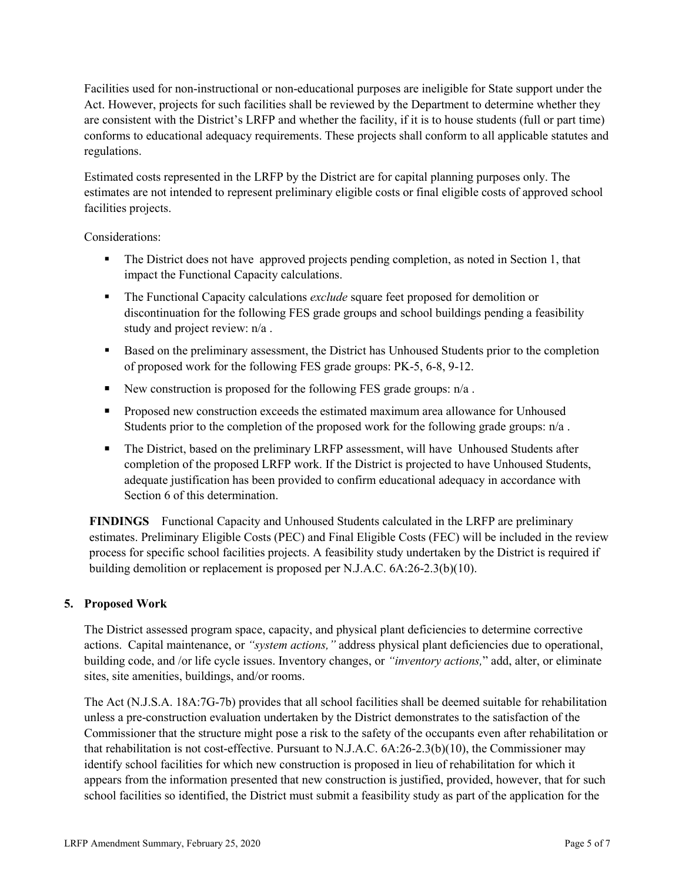Facilities used for non-instructional or non-educational purposes are ineligible for State support under the Act. However, projects for such facilities shall be reviewed by the Department to determine whether they are consistent with the District's LRFP and whether the facility, if it is to house students (full or part time) conforms to educational adequacy requirements. These projects shall conform to all applicable statutes and regulations.

Estimated costs represented in the LRFP by the District are for capital planning purposes only. The estimates are not intended to represent preliminary eligible costs or final eligible costs of approved school facilities projects.

Considerations:

- The District does not have approved projects pending completion, as noted in Section 1, that impact the Functional Capacity calculations.
- The Functional Capacity calculations *exclude* square feet proposed for demolition or discontinuation for the following FES grade groups and school buildings pending a feasibility study and project review: n/a .
- Based on the preliminary assessment, the District has Unhoused Students prior to the completion of proposed work for the following FES grade groups: PK-5, 6-8, 9-12.
- New construction is proposed for the following FES grade groups: n/a .
- Proposed new construction exceeds the estimated maximum area allowance for Unhoused Students prior to the completion of the proposed work for the following grade groups: n/a .
- The District, based on the preliminary LRFP assessment, will have Unhoused Students after completion of the proposed LRFP work. If the District is projected to have Unhoused Students, adequate justification has been provided to confirm educational adequacy in accordance with Section 6 of this determination.

**FINDINGS** Functional Capacity and Unhoused Students calculated in the LRFP are preliminary estimates. Preliminary Eligible Costs (PEC) and Final Eligible Costs (FEC) will be included in the review process for specific school facilities projects. A feasibility study undertaken by the District is required if building demolition or replacement is proposed per N.J.A.C. 6A:26-2.3(b)(10).

## 5. Proposed Work

The District assessed program space, capacity, and physical plant deficiencies to determine corrective actions. Capital maintenance, or *"system actions,"* address physical plant deficiencies due to operational, building code, and /or life cycle issues. Inventory changes, or *"inventory actions,"* add, alter, or eliminate sites, site amenities, buildings, and/or rooms.

The Act (N.J.S.A. 18A:7G-7b) provides that all school facilities shall be deemed suitable for rehabilitation unless a pre-construction evaluation undertaken by the District demonstrates to the satisfaction of the Commissioner that the structure might pose a risk to the safety of the occupants even after rehabilitation or that rehabilitation is not cost-effective. Pursuant to N.J.A.C. 6A:26-2.3(b)(10), the Commissioner may identify school facilities for which new construction is proposed in lieu of rehabilitation for which it appears from the information presented that new construction is justified, provided, however, that for such school facilities so identified, the District must submit a feasibility study as part of the application for the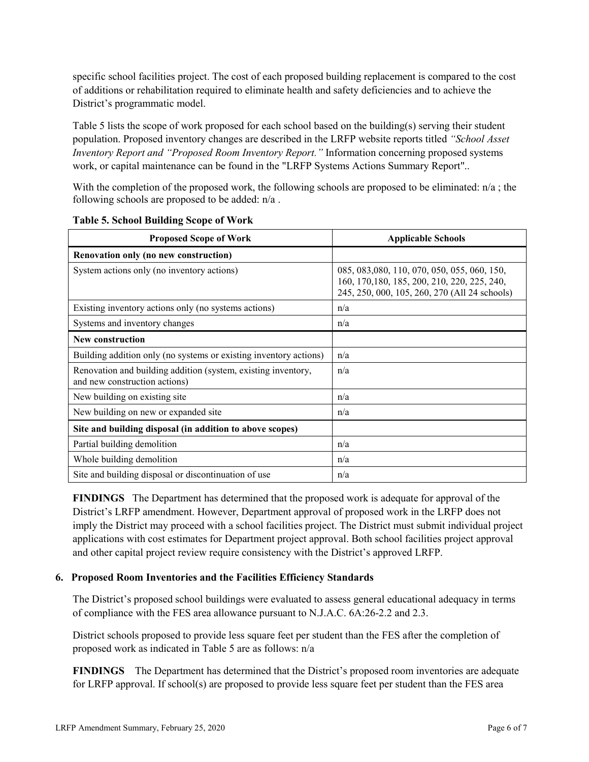specific school facilities project. The cost of each proposed building replacement is compared to the cost of additions or rehabilitation required to eliminate health and safety deficiencies and to achieve the District's programmatic model.

Table 5 lists the scope of work proposed for each school based on the building(s) serving their student population. Proposed inventory changes are described in the LRFP website reports titled *"School Asset Inventory Report and "Proposed Room Inventory Report."* Information concerning proposed systems work, or capital maintenance can be found in the "LRFP Systems Actions Summary Report"..

With the completion of the proposed work, the following schools are proposed to be eliminated: n/a ; the following schools are proposed to be added: n/a .

**Table 5. School Building Scope of Work**

| Proposed Scope of Work | Applicable Schools |
|---|---|
| **Renovation only (no new construction)** | |
| System actions only (no inventory actions) | 085, 083,080, 110, 070, 050, 055, 060, 150, 160, 170,180, 185, 200, 210, 220, 225, 240, 245, 250, 000, 105, 260, 270 (All 24 schools) |
| Existing inventory actions only (no systems actions) | n/a |
| Systems and inventory changes | n/a |
| **New construction** | |
| Building addition only (no systems or existing inventory actions) | n/a |
| Renovation and building addition (system, existing inventory, and new construction actions) | n/a |
| New building on existing site | n/a |
| New building on new or expanded site | n/a |
| **Site and building disposal (in addition to above scopes)** | |
| Partial building demolition | n/a |
| Whole building demolition | n/a |
| Site and building disposal or discontinuation of use | n/a |

**FINDINGS** The Department has determined that the proposed work is adequate for approval of the District's LRFP amendment. However, Department approval of proposed work in the LRFP does not imply the District may proceed with a school facilities project. The District must submit individual project applications with cost estimates for Department project approval. Both school facilities project approval and other capital project review require consistency with the District's approved LRFP.

## 6. Proposed Room Inventories and the Facilities Efficiency Standards

The District's proposed school buildings were evaluated to assess general educational adequacy in terms of compliance with the FES area allowance pursuant to N.J.A.C. 6A:26-2.2 and 2.3.

District schools proposed to provide less square feet per student than the FES after the completion of proposed work as indicated in Table 5 are as follows: n/a

**FINDINGS** The Department has determined that the District's proposed room inventories are adequate for LRFP approval. If school(s) are proposed to provide less square feet per student than the FES area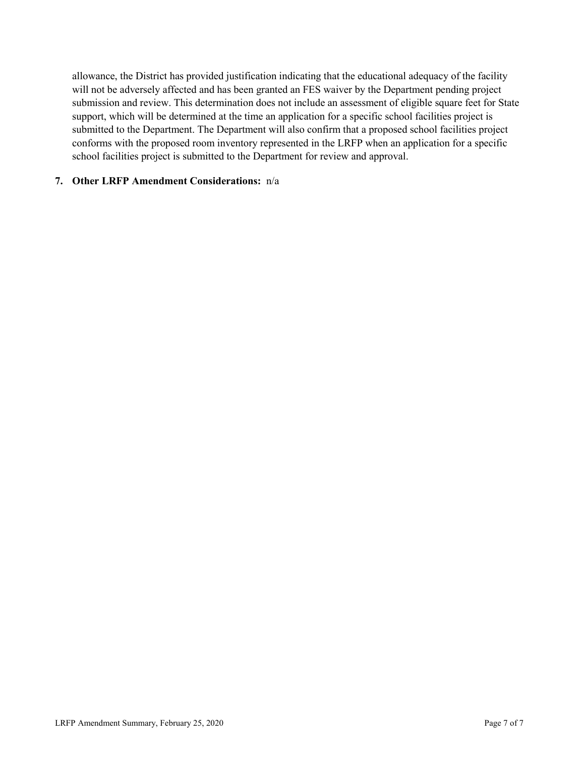allowance, the District has provided justification indicating that the educational adequacy of the facility will not be adversely affected and has been granted an FES waiver by the Department pending project submission and review. This determination does not include an assessment of eligible square feet for State support, which will be determined at the time an application for a specific school facilities project is submitted to the Department. The Department will also confirm that a proposed school facilities project conforms with the proposed room inventory represented in the LRFP when an application for a specific school facilities project is submitted to the Department for review and approval.

**7. Other LRFP Amendment Considerations:** n/a